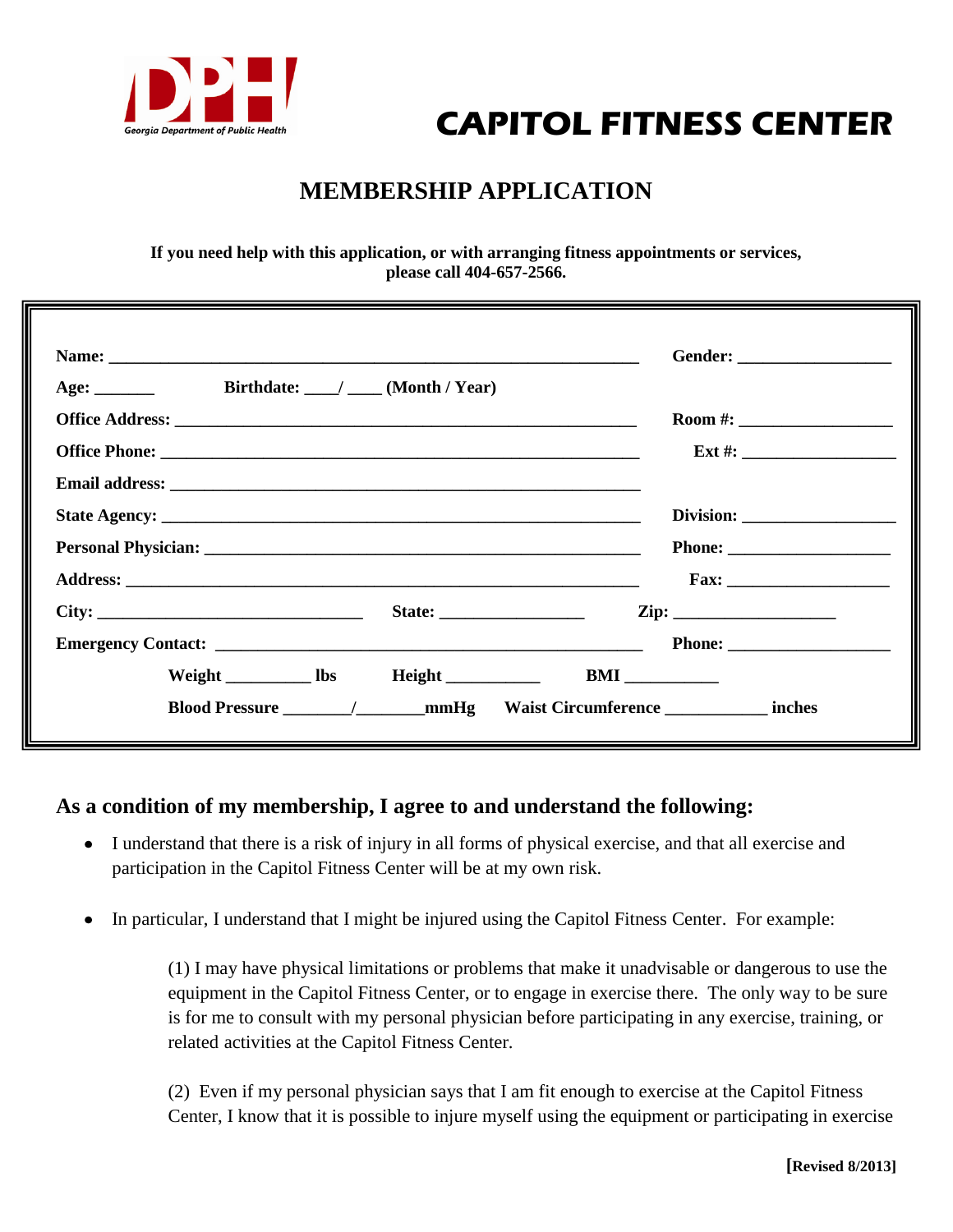DPH Georgia Department of Public Health

# CAPITOL FITNESS CENTER

## MEMBERSHIP APPLICATION

**If you need help with this application, or with arranging fitness appointments or services, please call 404-657-2566.**

**Name:** ______________________________ **Gender:** __________

**Age:** _______ **Birthdate:** ____/ ____ **(Month / Year)**

**Office Address:** ______________________________ **Room #:** __________

**Office Phone:** ______________________________ **Ext #:** __________

**Email address:** ______________________________

**State Agency:** ______________________________ **Division:** __________

**Personal Physician:** ______________________________ **Phone:** __________

**Address:** ______________________________ **Fax:** __________

**City:** ______________ **State:** __________ **Zip:** __________

**Emergency Contact:** ______________________________ **Phone:** __________

**Weight** __________ **lbs** **Height** ___________ **BMI** ___________

**Blood Pressure** ________/________**mmHg** **Waist Circumference** ____________ **inches**

## As a condition of my membership, I agree to and understand the following:

- I understand that there is a risk of injury in all forms of physical exercise, and that all exercise and participation in the Capitol Fitness Center will be at my own risk.
- In particular, I understand that I might be injured using the Capitol Fitness Center. For example:

  (1) I may have physical limitations or problems that make it unadvisable or dangerous to use the equipment in the Capitol Fitness Center, or to engage in exercise there. The only way to be sure is for me to consult with my personal physician before participating in any exercise, training, or related activities at the Capitol Fitness Center.

  (2) Even if my personal physician says that I am fit enough to exercise at the Capitol Fitness Center, I know that it is possible to injure myself using the equipment or participating in exercise

**[Revised 8/2013]**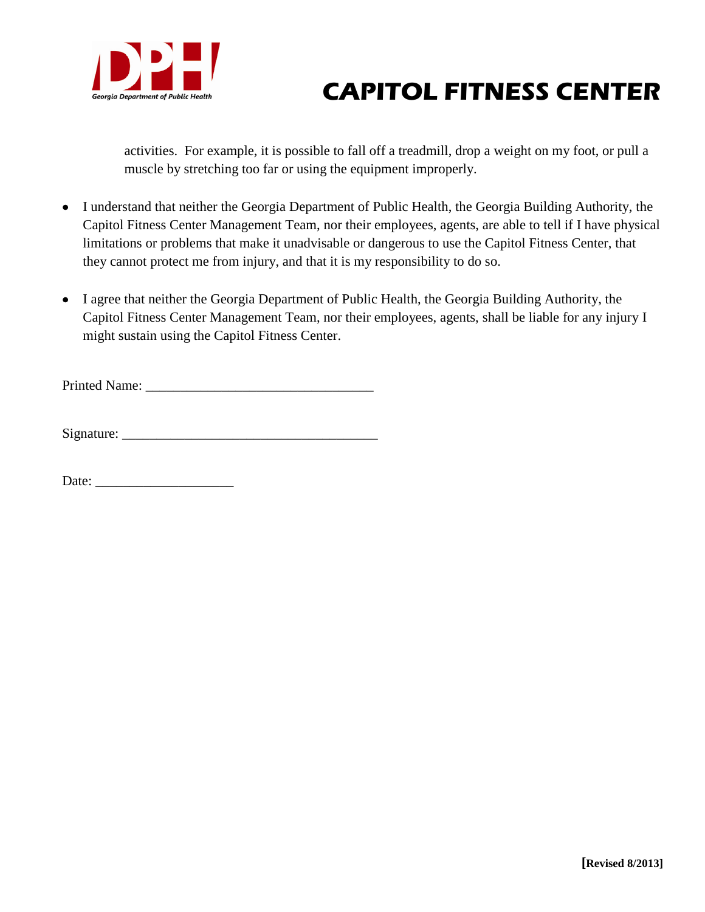activities. For example, it is possible to fall off a treadmill, drop a weight on my foot, or pull a muscle by stretching too far or using the equipment improperly.

- I understand that neither the Georgia Department of Public Health, the Georgia Building Authority, the Capitol Fitness Center Management Team, nor their employees, agents, are able to tell if I have physical limitations or problems that make it unadvisable or dangerous to use the Capitol Fitness Center, that they cannot protect me from injury, and that it is my responsibility to do so.

- I agree that neither the Georgia Department of Public Health, the Georgia Building Authority, the Capitol Fitness Center Management Team, nor their employees, agents, shall be liable for any injury I might sustain using the Capitol Fitness Center.

Printed Name: ________________________________

Signature: ____________________________________

Date: ___________________

**[Revised 8/2013]**